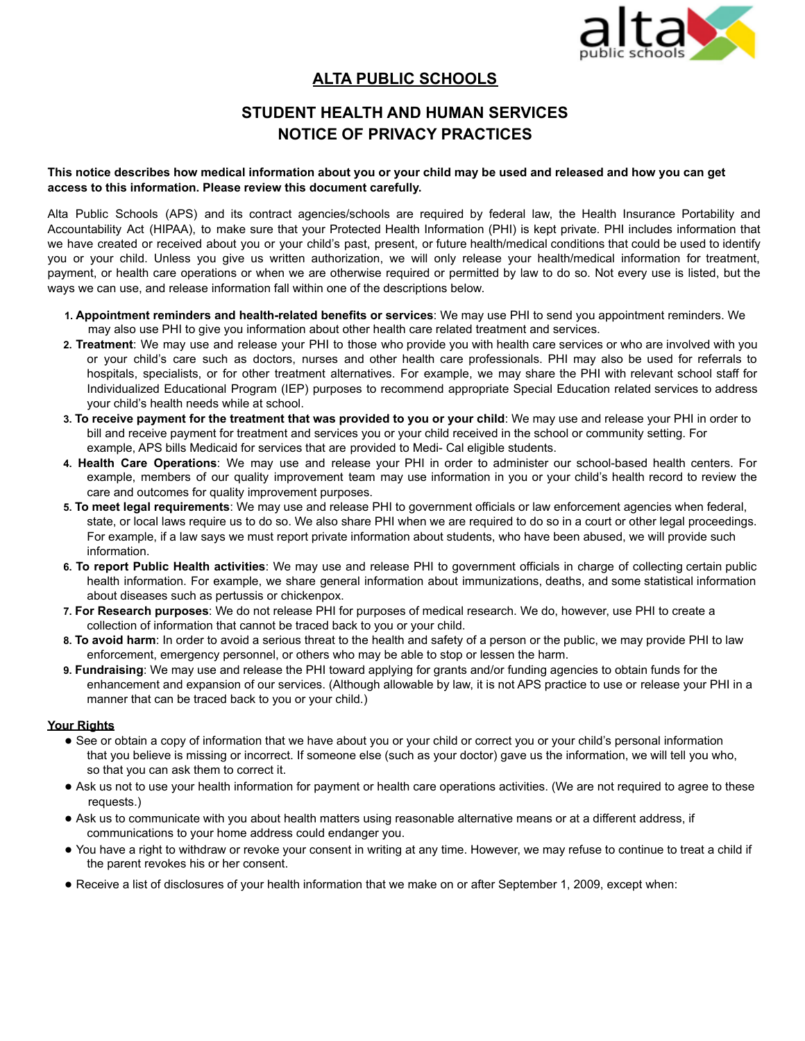# ALTA PUBLIC SCHOOLS

## STUDENT HEALTH AND HUMAN SERVICES
## NOTICE OF PRIVACY PRACTICES

**This notice describes how medical information about you or your child may be used and released and how you can get access to this information. Please review this document carefully.**

Alta Public Schools (APS) and its contract agencies/schools are required by federal law, the Health Insurance Portability and Accountability Act (HIPAA), to make sure that your Protected Health Information (PHI) is kept private. PHI includes information that we have created or received about you or your child's past, present, or future health/medical conditions that could be used to identify you or your child. Unless you give us written authorization, we will only release your health/medical information for treatment, payment, or health care operations or when we are otherwise required or permitted by law to do so. Not every use is listed, but the ways we can use, and release information fall within one of the descriptions below.

1. **Appointment reminders and health-related benefits or services**: We may use PHI to send you appointment reminders. We may also use PHI to give you information about other health care related treatment and services.
2. **Treatment**: We may use and release your PHI to those who provide you with health care services or who are involved with you or your child's care such as doctors, nurses and other health care professionals. PHI may also be used for referrals to hospitals, specialists, or for other treatment alternatives. For example, we may share the PHI with relevant school staff for Individualized Educational Program (IEP) purposes to recommend appropriate Special Education related services to address your child's health needs while at school.
3. **To receive payment for the treatment that was provided to you or your child**: We may use and release your PHI in order to bill and receive payment for treatment and services you or your child received in the school or community setting. For example, APS bills Medicaid for services that are provided to Medi- Cal eligible students.
4. **Health Care Operations**: We may use and release your PHI in order to administer our school-based health centers. For example, members of our quality improvement team may use information in you or your child's health record to review the care and outcomes for quality improvement purposes.
5. **To meet legal requirements**: We may use and release PHI to government officials or law enforcement agencies when federal, state, or local laws require us to do so. We also share PHI when we are required to do so in a court or other legal proceedings. For example, if a law says we must report private information about students, who have been abused, we will provide such information.
6. **To report Public Health activities**: We may use and release PHI to government officials in charge of collecting certain public health information. For example, we share general information about immunizations, deaths, and some statistical information about diseases such as pertussis or chickenpox.
7. **For Research purposes**: We do not release PHI for purposes of medical research. We do, however, use PHI to create a collection of information that cannot be traced back to you or your child.
8. **To avoid harm**: In order to avoid a serious threat to the health and safety of a person or the public, we may provide PHI to law enforcement, emergency personnel, or others who may be able to stop or lessen the harm.
9. **Fundraising**: We may use and release the PHI toward applying for grants and/or funding agencies to obtain funds for the enhancement and expansion of our services. (Although allowable by law, it is not APS practice to use or release your PHI in a manner that can be traced back to you or your child.)

**<u>Your Rights</u>**

- See or obtain a copy of information that we have about you or your child or correct you or your child's personal information that you believe is missing or incorrect. If someone else (such as your doctor) gave us the information, we will tell you who, so that you can ask them to correct it.
- Ask us not to use your health information for payment or health care operations activities. (We are not required to agree to these requests.)
- Ask us to communicate with you about health matters using reasonable alternative means or at a different address, if communications to your home address could endanger you.
- You have a right to withdraw or revoke your consent in writing at any time. However, we may refuse to continue to treat a child if the parent revokes his or her consent.
- Receive a list of disclosures of your health information that we make on or after September 1, 2009, except when: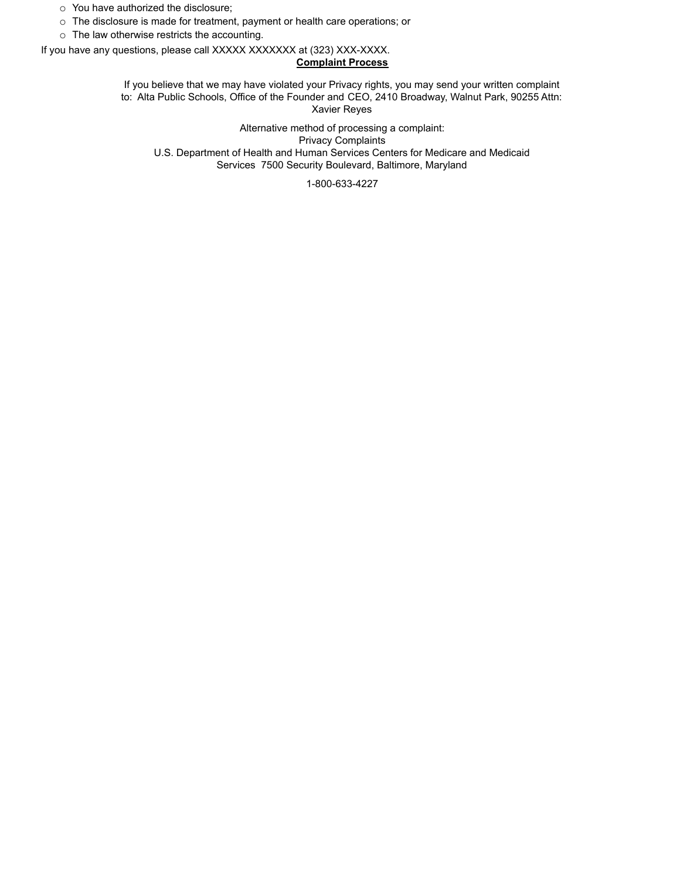- You have authorized the disclosure;
- The disclosure is made for treatment, payment or health care operations; or
- The law otherwise restricts the accounting.

If you have any questions, please call XXXXX XXXXXXX at (323) XXX-XXXX.

**Complaint Process**

If you believe that we may have violated your Privacy rights, you may send your written complaint to: Alta Public Schools, Office of the Founder and CEO, 2410 Broadway, Walnut Park, 90255 Attn: Xavier Reyes

Alternative method of processing a complaint:
Privacy Complaints
U.S. Department of Health and Human Services Centers for Medicare and Medicaid Services 7500 Security Boulevard, Baltimore, Maryland

1-800-633-4227